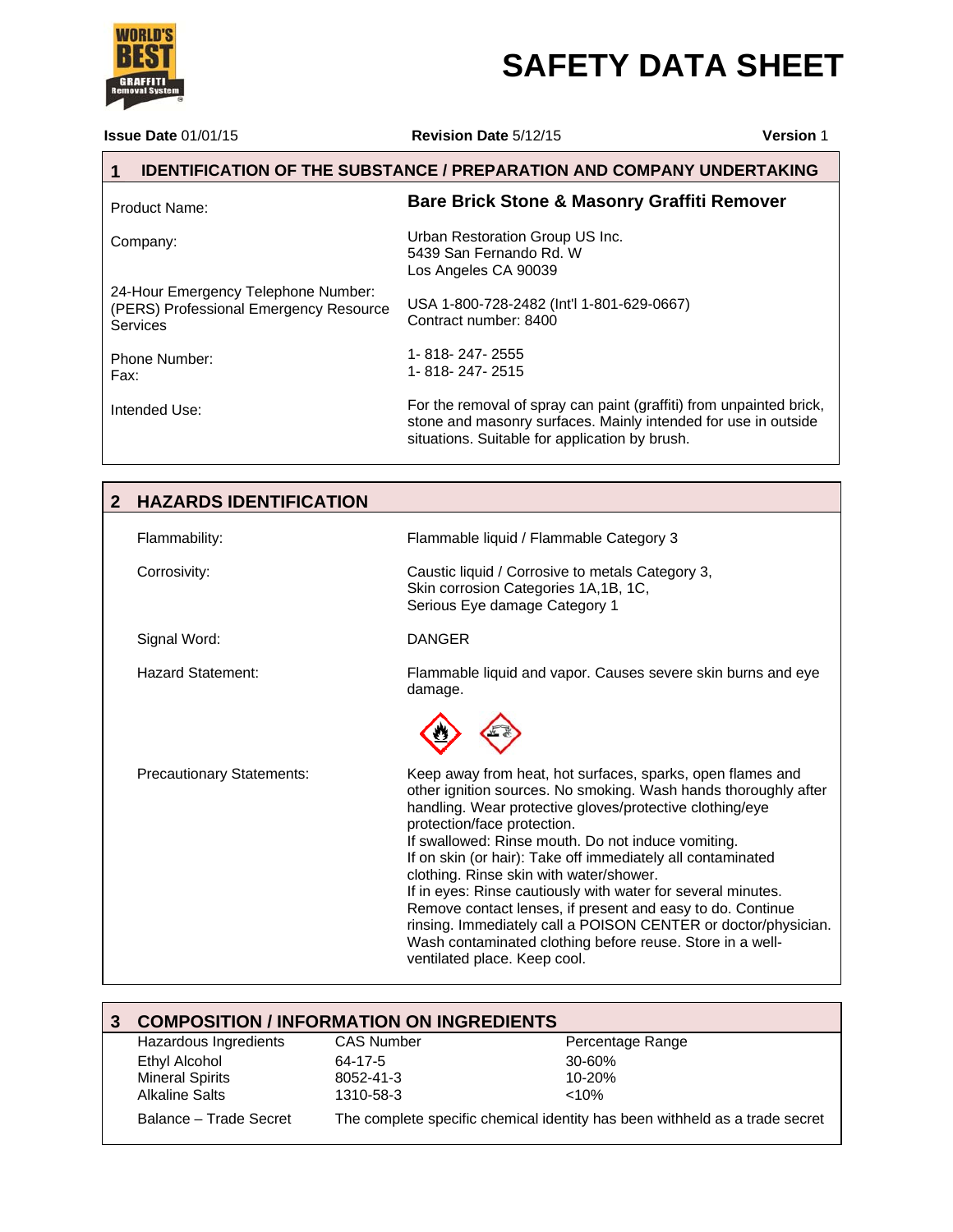# SAFETY DATA SHEET

**Issue Date** 01/01/15 **Revision Date** 5/12/15 **Version** 1

## 1 IDENTIFICATION OF THE SUBSTANCE / PREPARATION AND COMPANY UNDERTAKING

| | |
|---|---|
| Product Name: | **Bare Brick Stone & Masonry Graffiti Remover** |
| Company: | Urban Restoration Group US Inc.<br>5439 San Fernando Rd. W<br>Los Angeles CA 90039 |
| 24-Hour Emergency Telephone Number: (PERS) Professional Emergency Resource Services | USA 1-800-728-2482 (Int'l 1-801-629-0667)<br>Contract number: 8400 |
| Phone Number:<br>Fax: | 1- 818- 247- 2555<br>1- 818- 247- 2515 |
| Intended Use: | For the removal of spray can paint (graffiti) from unpainted brick, stone and masonry surfaces. Mainly intended for use in outside situations. Suitable for application by brush. |

## 2 HAZARDS IDENTIFICATION

| | |
|---|---|
| Flammability: | Flammable liquid / Flammable Category 3 |
| Corrosivity: | Caustic liquid / Corrosive to metals Category 3,<br>Skin corrosion Categories 1A,1B, 1C,<br>Serious Eye damage Category 1 |
| Signal Word: | DANGER |
| Hazard Statement: | Flammable liquid and vapor. Causes severe skin burns and eye damage. |
| Precautionary Statements: | Keep away from heat, hot surfaces, sparks, open flames and other ignition sources. No smoking. Wash hands thoroughly after handling. Wear protective gloves/protective clothing/eye protection/face protection.<br>If swallowed: Rinse mouth. Do not induce vomiting.<br>If on skin (or hair): Take off immediately all contaminated clothing. Rinse skin with water/shower.<br>If in eyes: Rinse cautiously with water for several minutes. Remove contact lenses, if present and easy to do. Continue rinsing. Immediately call a POISON CENTER or doctor/physician. Wash contaminated clothing before reuse. Store in a well-ventilated place. Keep cool. |

## 3 COMPOSITION / INFORMATION ON INGREDIENTS

| Hazardous Ingredients | CAS Number | Percentage Range |
|---|---|---|
| Ethyl Alcohol | 64-17-5 | 30-60% |
| Mineral Spirits | 8052-41-3 | 10-20% |
| Alkaline Salts | 1310-58-3 | <10% |
| Balance – Trade Secret | The complete specific chemical identity has been withheld as a trade secret | |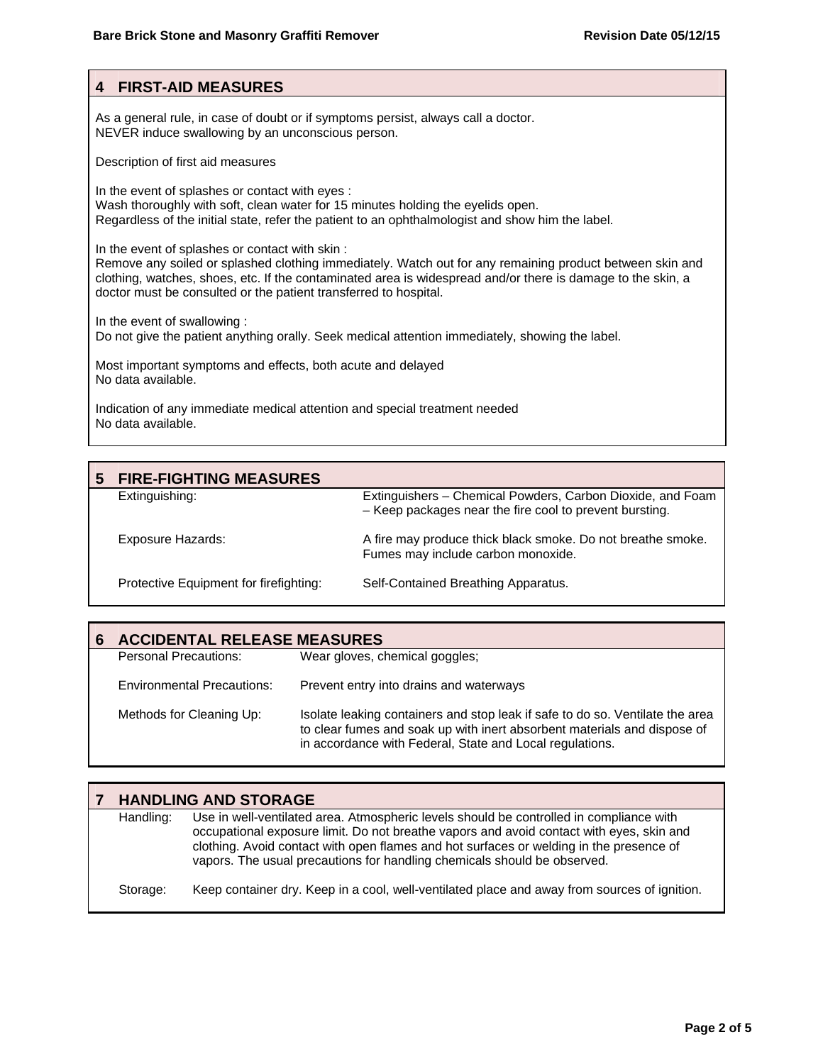## 4 FIRST-AID MEASURES

As a general rule, in case of doubt or if symptoms persist, always call a doctor.
NEVER induce swallowing by an unconscious person.

Description of first aid measures

In the event of splashes or contact with eyes :
Wash thoroughly with soft, clean water for 15 minutes holding the eyelids open.
Regardless of the initial state, refer the patient to an ophthalmologist and show him the label.

In the event of splashes or contact with skin :
Remove any soiled or splashed clothing immediately. Watch out for any remaining product between skin and clothing, watches, shoes, etc. If the contaminated area is widespread and/or there is damage to the skin, a doctor must be consulted or the patient transferred to hospital.

In the event of swallowing :
Do not give the patient anything orally. Seek medical attention immediately, showing the label.

Most important symptoms and effects, both acute and delayed
No data available.

Indication of any immediate medical attention and special treatment needed
No data available.

## 5 FIRE-FIGHTING MEASURES

| | |
|---|---|
| Extinguishing: | Extinguishers – Chemical Powders, Carbon Dioxide, and Foam – Keep packages near the fire cool to prevent bursting. |
| Exposure Hazards: | A fire may produce thick black smoke. Do not breathe smoke. Fumes may include carbon monoxide. |
| Protective Equipment for firefighting: | Self-Contained Breathing Apparatus. |

## 6 ACCIDENTAL RELEASE MEASURES

| | |
|---|---|
| Personal Precautions: | Wear gloves, chemical goggles; |
| Environmental Precautions: | Prevent entry into drains and waterways |
| Methods for Cleaning Up: | Isolate leaking containers and stop leak if safe to do so. Ventilate the area to clear fumes and soak up with inert absorbent materials and dispose of in accordance with Federal, State and Local regulations. |

## 7 HANDLING AND STORAGE

| | |
|---|---|
| Handling: | Use in well-ventilated area. Atmospheric levels should be controlled in compliance with occupational exposure limit. Do not breathe vapors and avoid contact with eyes, skin and clothing. Avoid contact with open flames and hot surfaces or welding in the presence of vapors. The usual precautions for handling chemicals should be observed. |
| Storage: | Keep container dry. Keep in a cool, well-ventilated place and away from sources of ignition. |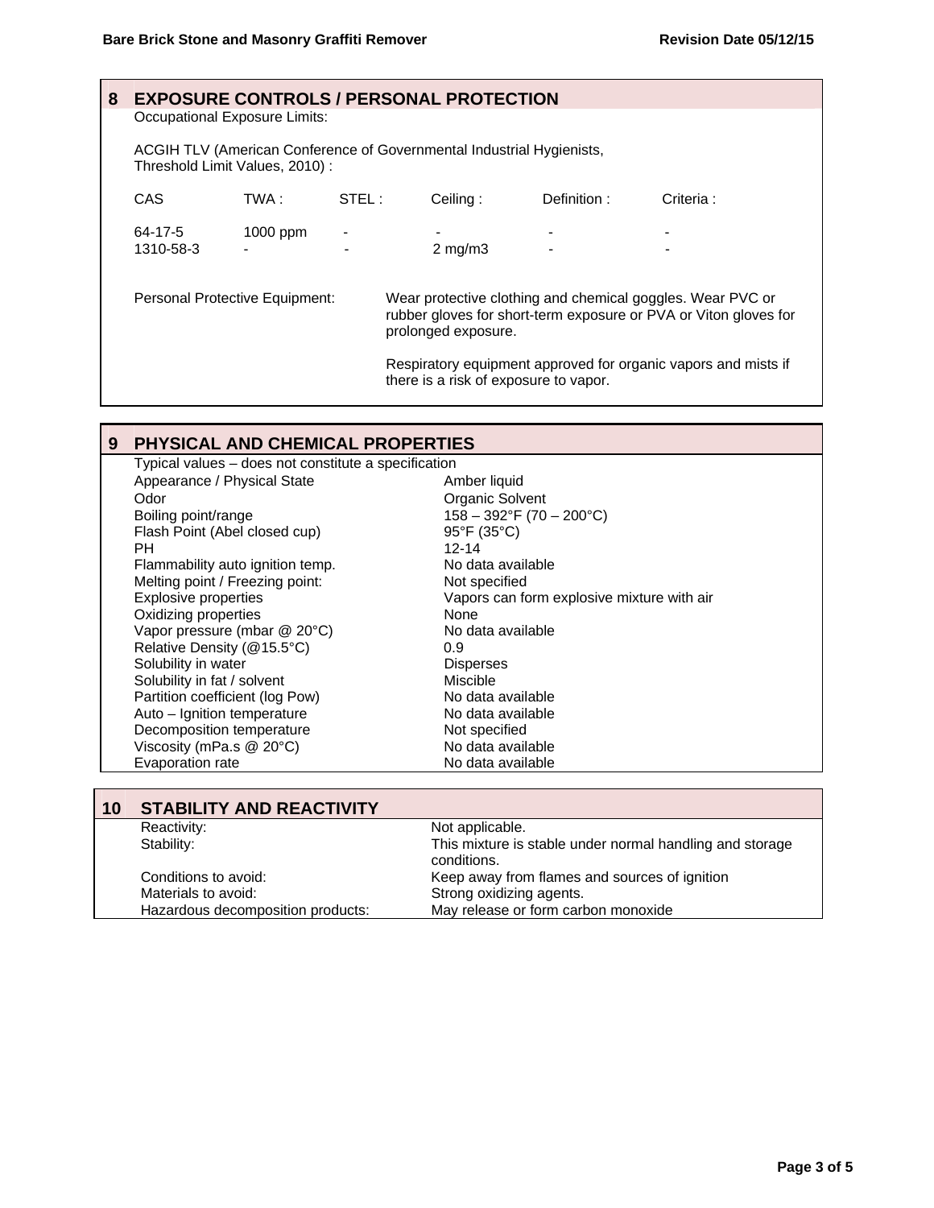## 8 EXPOSURE CONTROLS / PERSONAL PROTECTION

Occupational Exposure Limits:

ACGIH TLV (American Conference of Governmental Industrial Hygienists, Threshold Limit Values, 2010) :

| CAS | TWA : | STEL : | Ceiling : | Definition : | Criteria : |
|---|---|---|---|---|---|
| 64-17-5 | 1000 ppm | - | - | - | - |
| 1310-58-3 | - | - | 2 mg/m3 | - | - |

Personal Protective Equipment: Wear protective clothing and chemical goggles. Wear PVC or rubber gloves for short-term exposure or PVA or Viton gloves for prolonged exposure.

Respiratory equipment approved for organic vapors and mists if there is a risk of exposure to vapor.

## 9 PHYSICAL AND CHEMICAL PROPERTIES

Typical values – does not constitute a specification

| | |
|---|---|
| Appearance / Physical State | Amber liquid |
| Odor | Organic Solvent |
| Boiling point/range | 158 – 392°F (70 – 200°C) |
| Flash Point (Abel closed cup) | 95°F (35°C) |
| PH | 12-14 |
| Flammability auto ignition temp. | No data available |
| Melting point / Freezing point: | Not specified |
| Explosive properties | Vapors can form explosive mixture with air |
| Oxidizing properties | None |
| Vapor pressure (mbar @ 20°C) | No data available |
| Relative Density (@15.5°C) | 0.9 |
| Solubility in water | Disperses |
| Solubility in fat / solvent | Miscible |
| Partition coefficient (log Pow) | No data available |
| Auto – Ignition temperature | No data available |
| Decomposition temperature | Not specified |
| Viscosity (mPa.s @ 20°C) | No data available |
| Evaporation rate | No data available |

## 10 STABILITY AND REACTIVITY

| | |
|---|---|
| Reactivity: | Not applicable. |
| Stability: | This mixture is stable under normal handling and storage conditions. |
| Conditions to avoid: | Keep away from flames and sources of ignition |
| Materials to avoid: | Strong oxidizing agents. |
| Hazardous decomposition products: | May release or form carbon monoxide |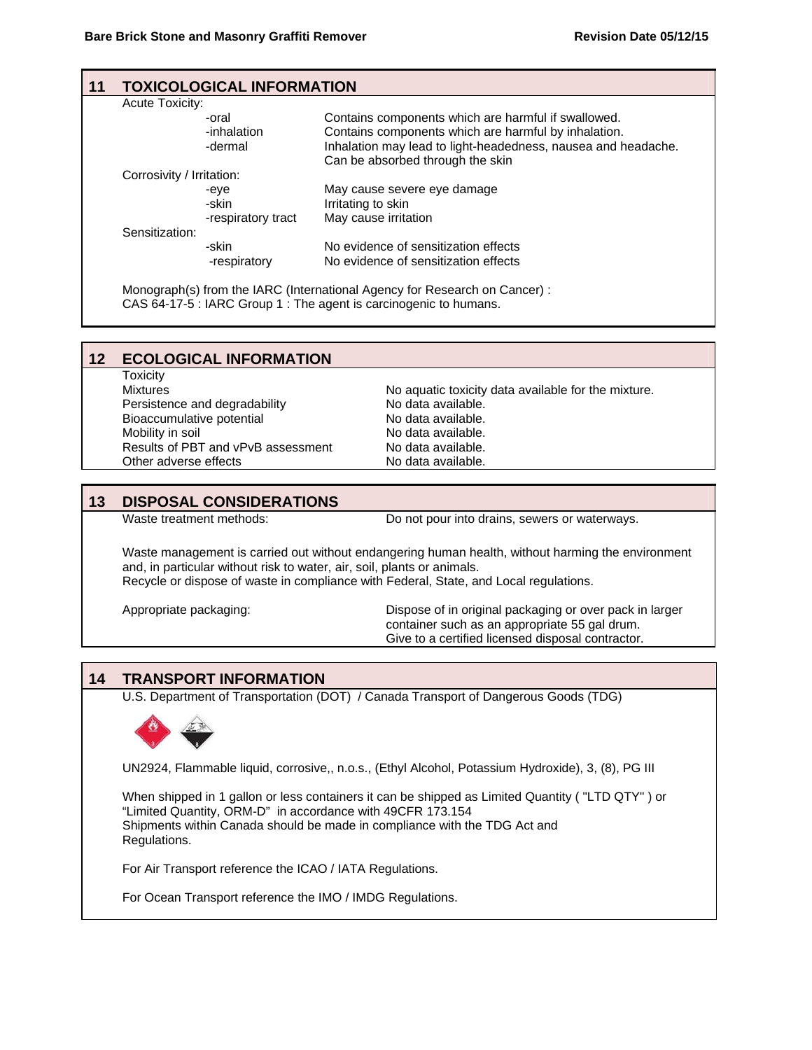## 11 TOXICOLOGICAL INFORMATION

Acute Toxicity:

| | |
|---|---|
| -oral | Contains components which are harmful if swallowed. |
| -inhalation | Contains components which are harmful by inhalation. |
| -dermal | Inhalation may lead to light-headedness, nausea and headache. Can be absorbed through the skin |

Corrosivity / Irritation:

| | |
|---|---|
| -eye | May cause severe eye damage |
| -skin | Irritating to skin |
| -respiratory tract | May cause irritation |

Sensitization:

| | |
|---|---|
| -skin | No evidence of sensitization effects |
| -respiratory | No evidence of sensitization effects |

Monograph(s) from the IARC (International Agency for Research on Cancer) :
CAS 64-17-5 : IARC Group 1 : The agent is carcinogenic to humans.

## 12 ECOLOGICAL INFORMATION

Toxicity

| | |
|---|---|
| Mixtures | No aquatic toxicity data available for the mixture. |
| Persistence and degradability | No data available. |
| Bioaccumulative potential | No data available. |
| Mobility in soil | No data available. |
| Results of PBT and vPvB assessment | No data available. |
| Other adverse effects | No data available. |

## 13 DISPOSAL CONSIDERATIONS

Waste treatment methods: Do not pour into drains, sewers or waterways.

Waste management is carried out without endangering human health, without harming the environment and, in particular without risk to water, air, soil, plants or animals.
Recycle or dispose of waste in compliance with Federal, State, and Local regulations.

Appropriate packaging: Dispose of in original packaging or over pack in larger container such as an appropriate 55 gal drum. Give to a certified licensed disposal contractor.

## 14 TRANSPORT INFORMATION

U.S. Department of Transportation (DOT) / Canada Transport of Dangerous Goods (TDG)

UN2924, Flammable liquid, corrosive,, n.o.s., (Ethyl Alcohol, Potassium Hydroxide), 3, (8), PG III

When shipped in 1 gallon or less containers it can be shipped as Limited Quantity ( "LTD QTY" ) or "Limited Quantity, ORM-D" in accordance with 49CFR 173.154
Shipments within Canada should be made in compliance with the TDG Act and Regulations.

For Air Transport reference the ICAO / IATA Regulations.

For Ocean Transport reference the IMO / IMDG Regulations.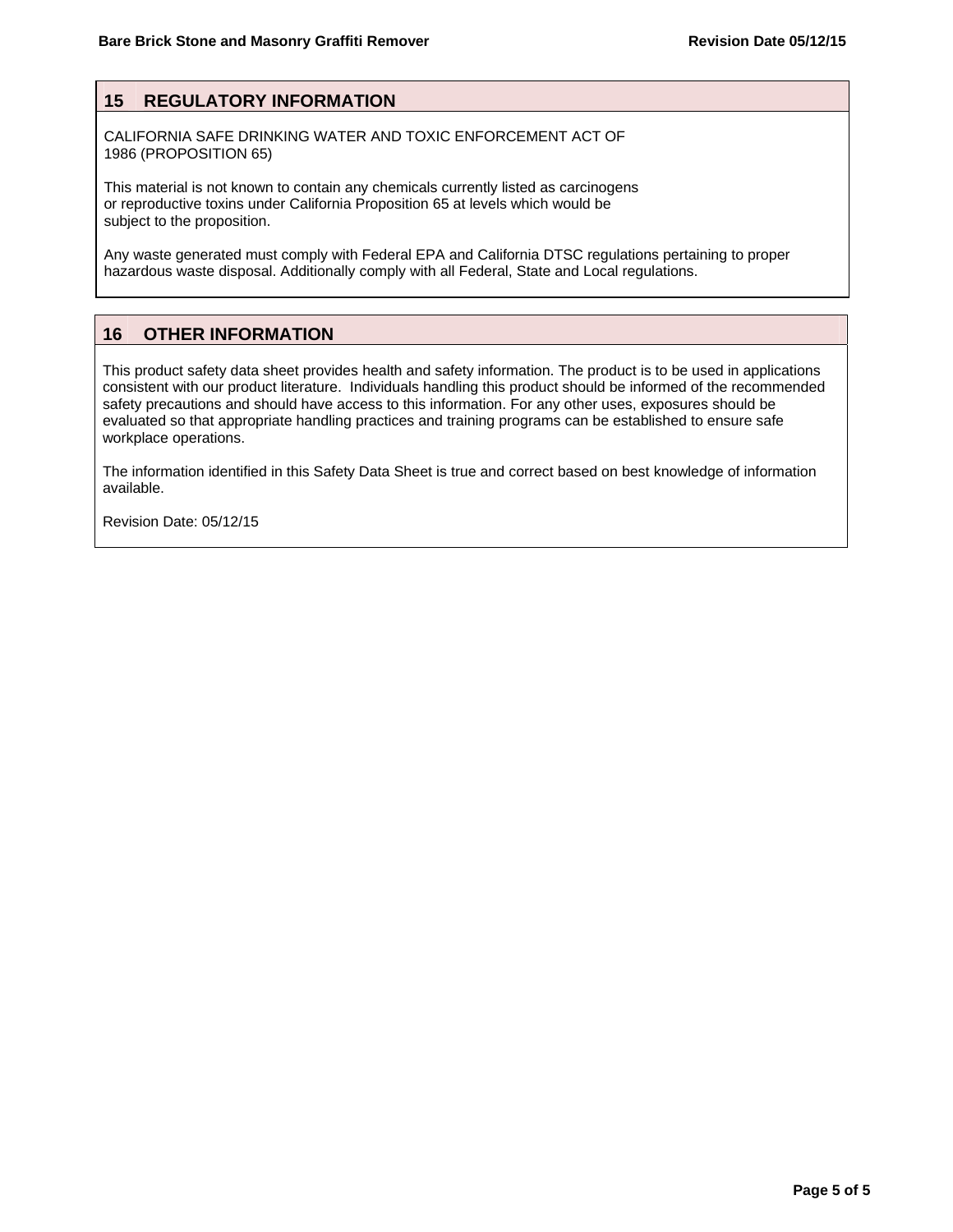## 15 REGULATORY INFORMATION

CALIFORNIA SAFE DRINKING WATER AND TOXIC ENFORCEMENT ACT OF 1986 (PROPOSITION 65)

This material is not known to contain any chemicals currently listed as carcinogens or reproductive toxins under California Proposition 65 at levels which would be subject to the proposition.

Any waste generated must comply with Federal EPA and California DTSC regulations pertaining to proper hazardous waste disposal. Additionally comply with all Federal, State and Local regulations.

## 16 OTHER INFORMATION

This product safety data sheet provides health and safety information. The product is to be used in applications consistent with our product literature. Individuals handling this product should be informed of the recommended safety precautions and should have access to this information. For any other uses, exposures should be evaluated so that appropriate handling practices and training programs can be established to ensure safe workplace operations.

The information identified in this Safety Data Sheet is true and correct based on best knowledge of information available.

Revision Date: 05/12/15